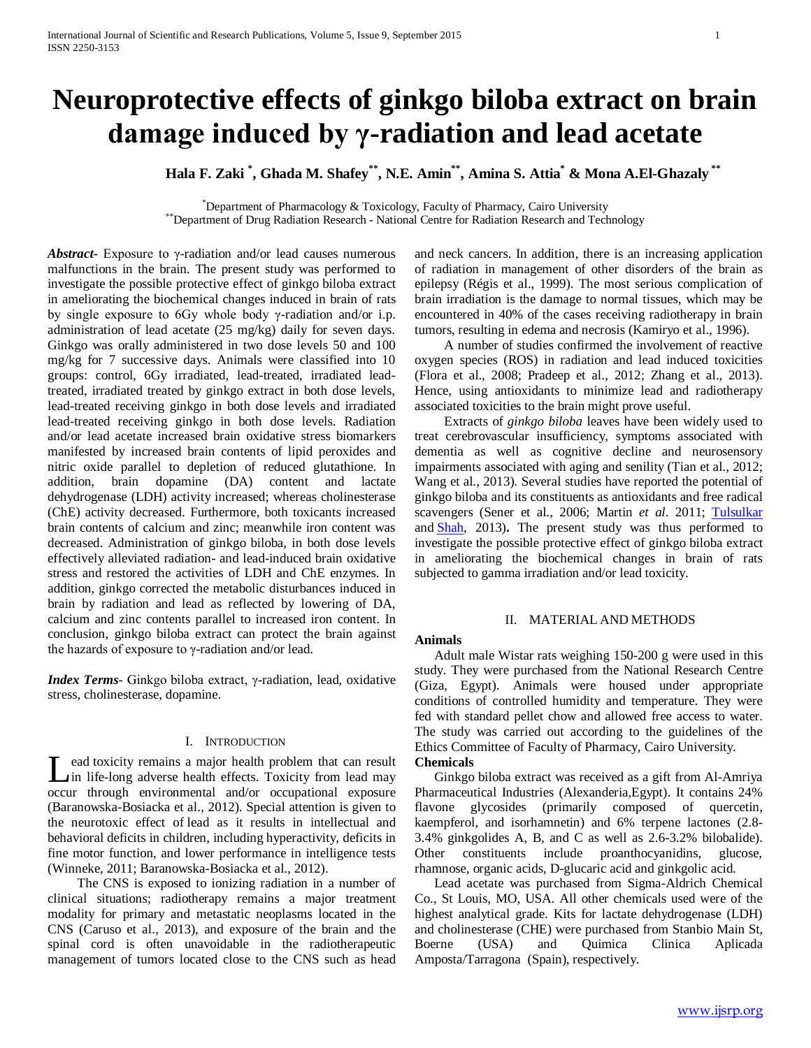# Neuroprotective effects of ginkgo biloba extract on brain damage induced by γ-radiation and lead acetate

**Hala F. Zaki [*], Ghada M. Shafey[**], N.E. Amin[**], Amina S. Attia[*] & Mona A.El-Ghazaly [**]**

[*] Department of Pharmacology & Toxicology, Faculty of Pharmacy, Cairo University
[**] Department of Drug Radiation Research - National Centre for Radiation Research and Technology

***Abstract*****-** Exposure to γ-radiation and/or lead causes numerous malfunctions in the brain. The present study was performed to investigate the possible protective effect of ginkgo biloba extract in ameliorating the biochemical changes induced in brain of rats by single exposure to 6Gy whole body γ-radiation and/or i.p. administration of lead acetate (25 mg/kg) daily for seven days. Ginkgo was orally administered in two dose levels 50 and 100 mg/kg for 7 successive days. Animals were classified into 10 groups: control, 6Gy irradiated, lead-treated, irradiated lead-treated, irradiated treated by ginkgo extract in both dose levels, lead-treated receiving ginkgo in both dose levels and irradiated lead-treated receiving ginkgo in both dose levels. Radiation and/or lead acetate increased brain oxidative stress biomarkers manifested by increased brain contents of lipid peroxides and nitric oxide parallel to depletion of reduced glutathione. In addition, brain dopamine (DA) content and lactate dehydrogenase (LDH) activity increased; whereas cholinesterase (ChE) activity decreased. Furthermore, both toxicants increased brain contents of calcium and zinc; meanwhile iron content was decreased. Administration of ginkgo biloba, in both dose levels effectively alleviated radiation- and lead-induced brain oxidative stress and restored the activities of LDH and ChE enzymes. In addition, ginkgo corrected the metabolic disturbances induced in brain by radiation and lead as reflected by lowering of DA, calcium and zinc contents parallel to increased iron content. In conclusion, ginkgo biloba extract can protect the brain against the hazards of exposure to γ-radiation and/or lead.

***Index Terms*****-** Ginkgo biloba extract, γ-radiation, lead, oxidative stress, cholinesterase, dopamine.

## I. Introduction

Lead toxicity remains a major health problem that can result in life-long adverse health effects. Toxicity from lead may occur through environmental and/or occupational exposure (Baranowska-Bosiacka et al., 2012). Special attention is given to the neurotoxic effect of lead as it results in intellectual and behavioral deficits in children, including hyperactivity, deficits in fine motor function, and lower performance in intelligence tests (Winneke, 2011; Baranowska-Bosiacka et al., 2012).

The CNS is exposed to ionizing radiation in a number of clinical situations; radiotherapy remains a major treatment modality for primary and metastatic neoplasms located in the CNS (Caruso et al., 2013), and exposure of the brain and the spinal cord is often unavoidable in the radiotherapeutic management of tumors located close to the CNS such as head and neck cancers. In addition, there is an increasing application of radiation in management of other disorders of the brain as epilepsy (Régis et al., 1999). The most serious complication of brain irradiation is the damage to normal tissues, which may be encountered in 40% of the cases receiving radiotherapy in brain tumors, resulting in edema and necrosis (Kamiryo et al., 1996).

A number of studies confirmed the involvement of reactive oxygen species (ROS) in radiation and lead induced toxicities (Flora et al., 2008; Pradeep et al., 2012; Zhang et al., 2013). Hence, using antioxidants to minimize lead and radiotherapy associated toxicities to the brain might prove useful.

Extracts of *ginkgo biloba* leaves have been widely used to treat cerebrovascular insufficiency, symptoms associated with dementia as well as cognitive decline and neurosensory impairments associated with aging and senility (Tian et al., 2012; Wang et al., 2013). Several studies have reported the potential of ginkgo biloba and its constituents as antioxidants and free radical scavengers (Sener et al., 2006; Martin *et al*. 2011; Tulsulkar and Shah, 2013)**.** The present study was thus performed to investigate the possible protective effect of ginkgo biloba extract in ameliorating the biochemical changes in brain of rats subjected to gamma irradiation and/or lead toxicity.

## II. Material and Methods

### Animals

Adult male Wistar rats weighing 150-200 g were used in this study. They were purchased from the National Research Centre (Giza, Egypt). Animals were housed under appropriate conditions of controlled humidity and temperature. They were fed with standard pellet chow and allowed free access to water. The study was carried out according to the guidelines of the Ethics Committee of Faculty of Pharmacy, Cairo University.

### Chemicals

Ginkgo biloba extract was received as a gift from Al-Amriya Pharmaceutical Industries (Alexanderia,Egypt). It contains 24% flavone glycosides (primarily composed of quercetin, kaempferol, and isorhamnetin) and 6% terpene lactones (2.8-3.4% ginkgolides A, B, and C as well as 2.6-3.2% bilobalide). Other constituents include proanthocyanidins, glucose, rhamnose, organic acids, D-glucaric acid and ginkgolic acid.

Lead acetate was purchased from Sigma-Aldrich Chemical Co., St Louis, MO, USA. All other chemicals used were of the highest analytical grade. Kits for lactate dehydrogenase (LDH) and cholinesterase (CHE) were purchased from Stanbio Main St, Boerne (USA) and Quimica Clinica Aplicada Amposta/Tarragona (Spain), respectively.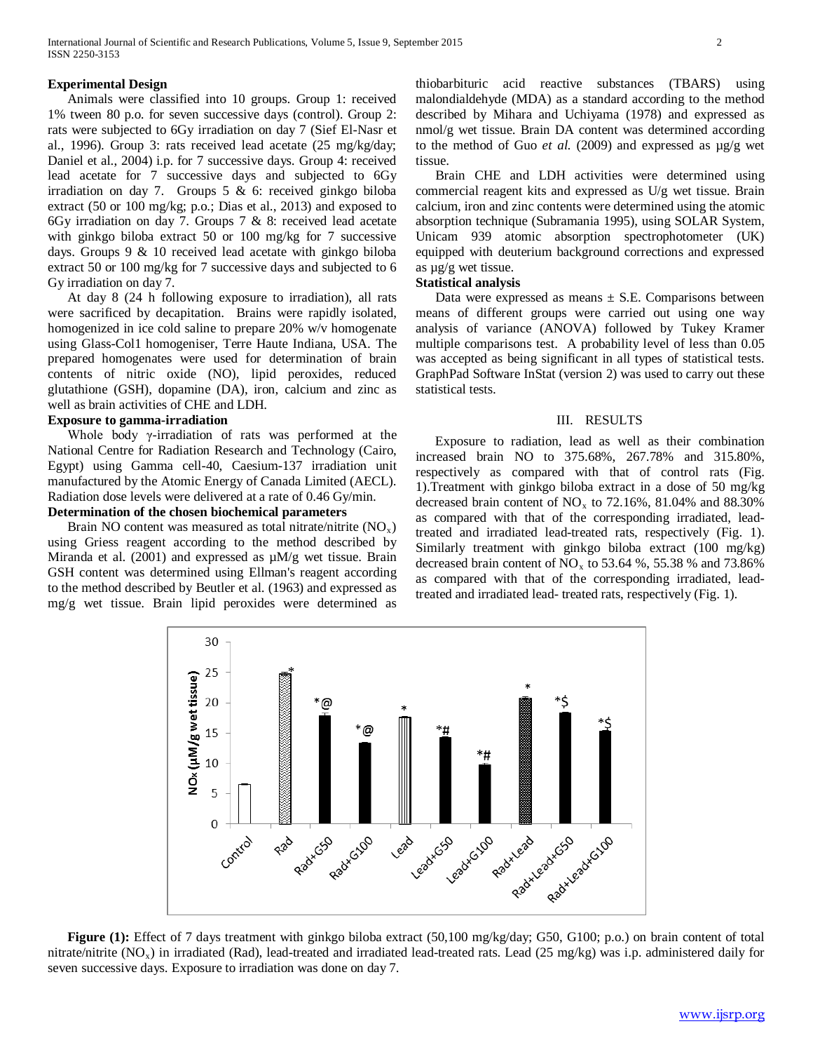**Experimental Design**

Animals were classified into 10 groups. Group 1: received 1% tween 80 p.o. for seven successive days (control). Group 2: rats were subjected to 6Gy irradiation on day 7 (Sief El-Nasr et al., 1996). Group 3: rats received lead acetate (25 mg/kg/day; Daniel et al., 2004) i.p. for 7 successive days. Group 4: received lead acetate for 7 successive days and subjected to 6Gy irradiation on day 7. Groups 5 & 6: received ginkgo biloba extract (50 or 100 mg/kg; p.o.; Dias et al., 2013) and exposed to 6Gy irradiation on day 7. Groups 7 & 8: received lead acetate with ginkgo biloba extract 50 or 100 mg/kg for 7 successive days. Groups 9 & 10 received lead acetate with ginkgo biloba extract 50 or 100 mg/kg for 7 successive days and subjected to 6 Gy irradiation on day 7.

At day 8 (24 h following exposure to irradiation), all rats were sacrificed by decapitation. Brains were rapidly isolated, homogenized in ice cold saline to prepare 20% w/v homogenate using Glass-Col1 homogeniser, Terre Haute Indiana, USA. The prepared homogenates were used for determination of brain contents of nitric oxide (NO), lipid peroxides, reduced glutathione (GSH), dopamine (DA), iron, calcium and zinc as well as brain activities of CHE and LDH.

**Exposure to gamma-irradiation**

Whole body γ-irradiation of rats was performed at the National Centre for Radiation Research and Technology (Cairo, Egypt) using Gamma cell-40, Caesium-137 irradiation unit manufactured by the Atomic Energy of Canada Limited (AECL). Radiation dose levels were delivered at a rate of 0.46 Gy/min.

**Determination of the chosen biochemical parameters**

Brain NO content was measured as total nitrate/nitrite ($NO_x$) using Griess reagent according to the method described by Miranda et al. (2001) and expressed as µM/g wet tissue. Brain GSH content was determined using Ellman's reagent according to the method described by Beutler et al. (1963) and expressed as mg/g wet tissue. Brain lipid peroxides were determined as thiobarbituric acid reactive substances (TBARS) using malondialdehyde (MDA) as a standard according to the method described by Mihara and Uchiyama (1978) and expressed as nmol/g wet tissue. Brain DA content was determined according to the method of Guo *et al.* (2009) and expressed as µg/g wet tissue.

Brain CHE and LDH activities were determined using commercial reagent kits and expressed as U/g wet tissue. Brain calcium, iron and zinc contents were determined using the atomic absorption technique (Subramania 1995), using SOLAR System, Unicam 939 atomic absorption spectrophotometer (UK) equipped with deuterium background corrections and expressed as µg/g wet tissue.

**Statistical analysis**

Data were expressed as means ± S.E. Comparisons between means of different groups were carried out using one way analysis of variance (ANOVA) followed by Tukey Kramer multiple comparisons test. A probability level of less than 0.05 was accepted as being significant in all types of statistical tests. GraphPad Software InStat (version 2) was used to carry out these statistical tests.

## III. RESULTS

Exposure to radiation, lead as well as their combination increased brain NO to 375.68%, 267.78% and 315.80%, respectively as compared with that of control rats (Fig. 1).Treatment with ginkgo biloba extract in a dose of 50 mg/kg decreased brain content of $NO_x$ to 72.16%, 81.04% and 88.30% as compared with that of the corresponding irradiated, lead-treated and irradiated lead-treated rats, respectively (Fig. 1). Similarly treatment with ginkgo biloba extract (100 mg/kg) decreased brain content of $NO_x$ to 53.64 %, 55.38 % and 73.86% as compared with that of the corresponding irradiated, lead-treated and irradiated lead- treated rats, respectively (Fig. 1).

**Figure (1):** Effect of 7 days treatment with ginkgo biloba extract (50,100 mg/kg/day; G50, G100; p.o.) on brain content of total nitrate/nitrite ($NO_x$) in irradiated (Rad), lead-treated and irradiated lead-treated rats. Lead (25 mg/kg) was i.p. administered daily for seven successive days. Exposure to irradiation was done on day 7.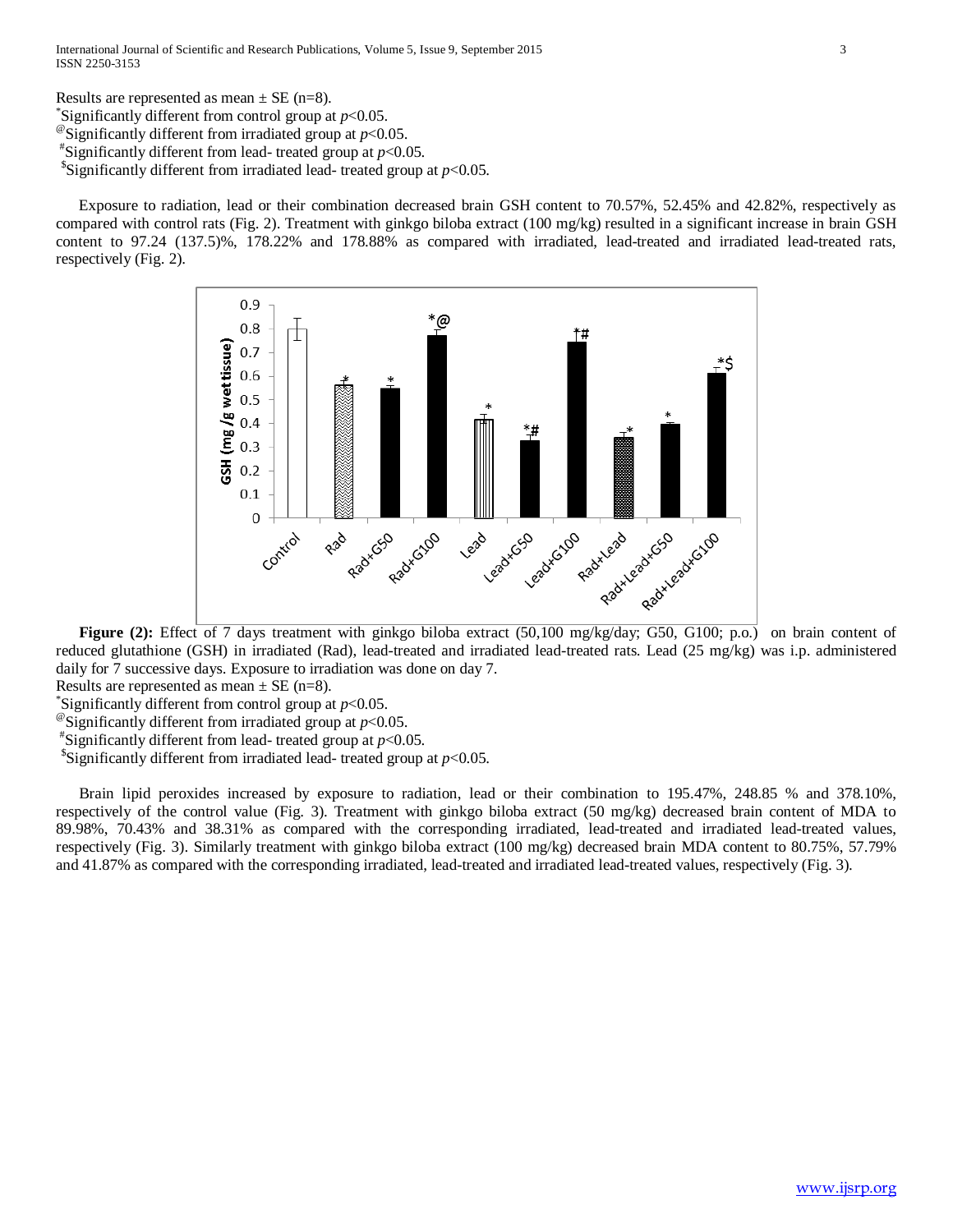Results are represented as mean ± SE (n=8).

[*]Significantly different from control group at $p<0.05$.

[@]Significantly different from irradiated group at $p<0.05$.

[#]Significantly different from lead- treated group at $p<0.05$.

[$]Significantly different from irradiated lead- treated group at $p<0.05$.

Exposure to radiation, lead or their combination decreased brain GSH content to 70.57%, 52.45% and 42.82%, respectively as compared with control rats (Fig. 2). Treatment with ginkgo biloba extract (100 mg/kg) resulted in a significant increase in brain GSH content to 97.24 (137.5)%, 178.22% and 178.88% as compared with irradiated, lead-treated and irradiated lead-treated rats, respectively (Fig. 2).

**Figure (2):** Effect of 7 days treatment with ginkgo biloba extract (50,100 mg/kg/day; G50, G100; p.o.) on brain content of reduced glutathione (GSH) in irradiated (Rad), lead-treated and irradiated lead-treated rats. Lead (25 mg/kg) was i.p. administered daily for 7 successive days. Exposure to irradiation was done on day 7.

Results are represented as mean ± SE (n=8).

[*]Significantly different from control group at $p<0.05$.

[@]Significantly different from irradiated group at $p<0.05$.

[#]Significantly different from lead- treated group at $p<0.05$.

[$]Significantly different from irradiated lead- treated group at $p<0.05$.

Brain lipid peroxides increased by exposure to radiation, lead or their combination to 195.47%, 248.85 % and 378.10%, respectively of the control value (Fig. 3). Treatment with ginkgo biloba extract (50 mg/kg) decreased brain content of MDA to 89.98%, 70.43% and 38.31% as compared with the corresponding irradiated, lead-treated and irradiated lead-treated values, respectively (Fig. 3). Similarly treatment with ginkgo biloba extract (100 mg/kg) decreased brain MDA content to 80.75%, 57.79% and 41.87% as compared with the corresponding irradiated, lead-treated and irradiated lead-treated values, respectively (Fig. 3).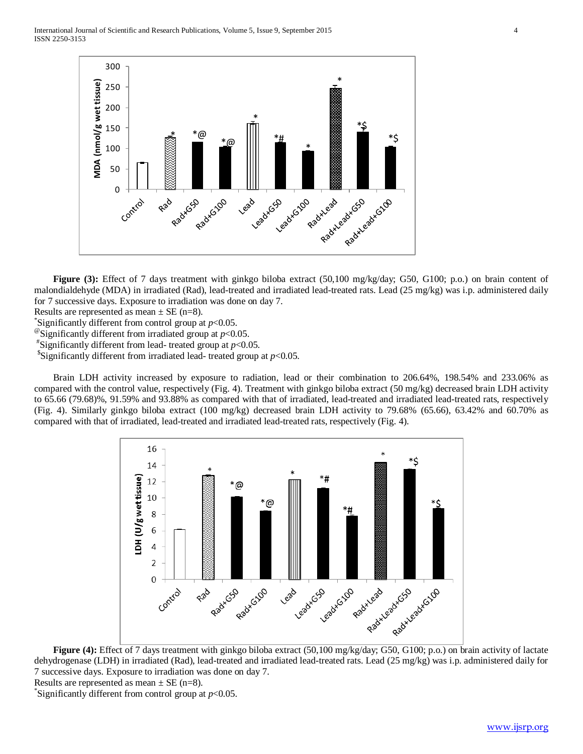**Figure (3):** Effect of 7 days treatment with ginkgo biloba extract (50,100 mg/kg/day; G50, G100; p.o.) on brain content of malondialdehyde (MDA) in irradiated (Rad), lead-treated and irradiated lead-treated rats. Lead (25 mg/kg) was i.p. administered daily for 7 successive days. Exposure to irradiation was done on day 7.

Results are represented as mean ± SE (n=8).

*Significantly different from control group at $p<0.05$.

@Significantly different from irradiated group at $p<0.05$.

#Significantly different from lead- treated group at $p<0.05$.

$Significantly different from irradiated lead- treated group at $p<0.05$.

Brain LDH activity increased by exposure to radiation, lead or their combination to 206.64%, 198.54% and 233.06% as compared with the control value, respectively (Fig. 4). Treatment with ginkgo biloba extract (50 mg/kg) decreased brain LDH activity to 65.66 (79.68)%, 91.59% and 93.88% as compared with that of irradiated, lead-treated and irradiated lead-treated rats, respectively (Fig. 4). Similarly ginkgo biloba extract (100 mg/kg) decreased brain LDH activity to 79.68% (65.66), 63.42% and 60.70% as compared with that of irradiated, lead-treated and irradiated lead-treated rats, respectively (Fig. 4).

**Figure (4):** Effect of 7 days treatment with ginkgo biloba extract (50,100 mg/kg/day; G50, G100; p.o.) on brain activity of lactate dehydrogenase (LDH) in irradiated (Rad), lead-treated and irradiated lead-treated rats. Lead (25 mg/kg) was i.p. administered daily for 7 successive days. Exposure to irradiation was done on day 7.

Results are represented as mean ± SE (n=8).

*Significantly different from control group at $p<0.05$.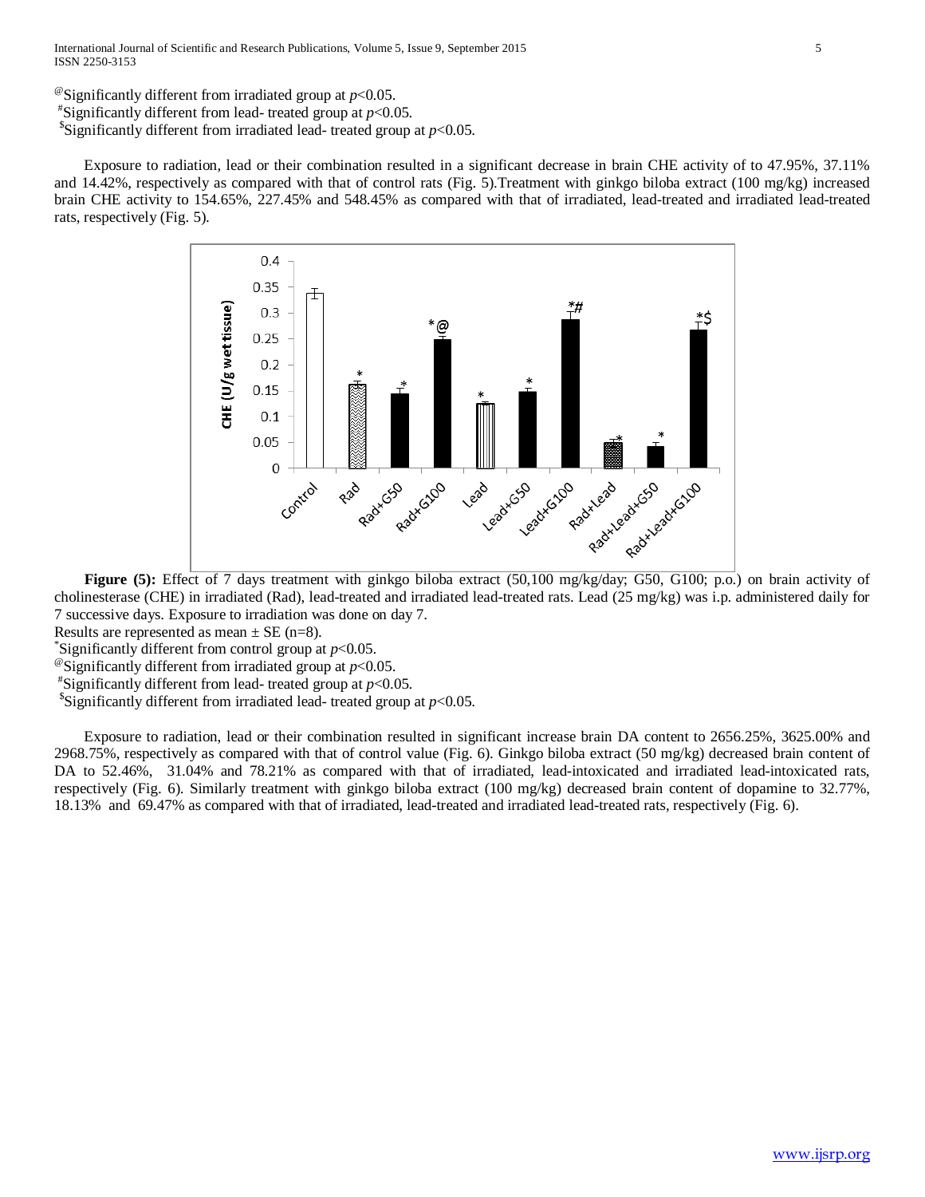[@]Significantly different from irradiated group at $p<0.05$.
[#]Significantly different from lead- treated group at $p<0.05$.
[$]Significantly different from irradiated lead- treated group at $p<0.05$.

Exposure to radiation, lead or their combination resulted in a significant decrease in brain CHE activity of to 47.95%, 37.11% and 14.42%, respectively as compared with that of control rats (Fig. 5).Treatment with ginkgo biloba extract (100 mg/kg) increased brain CHE activity to 154.65%, 227.45% and 548.45% as compared with that of irradiated, lead-treated and irradiated lead-treated rats, respectively (Fig. 5).

**Figure (5):** Effect of 7 days treatment with ginkgo biloba extract (50,100 mg/kg/day; G50, G100; p.o.) on brain activity of cholinesterase (CHE) in irradiated (Rad), lead-treated and irradiated lead-treated rats. Lead (25 mg/kg) was i.p. administered daily for 7 successive days. Exposure to irradiation was done on day 7.
Results are represented as mean ± SE (n=8).
[*]Significantly different from control group at $p<0.05$.
[@]Significantly different from irradiated group at $p<0.05$.
[#]Significantly different from lead- treated group at $p<0.05$.
[$]Significantly different from irradiated lead- treated group at $p<0.05$.

Exposure to radiation, lead or their combination resulted in significant increase brain DA content to 2656.25%, 3625.00% and 2968.75%, respectively as compared with that of control value (Fig. 6). Ginkgo biloba extract (50 mg/kg) decreased brain content of DA to 52.46%, 31.04% and 78.21% as compared with that of irradiated, lead-intoxicated and irradiated lead-intoxicated rats, respectively (Fig. 6). Similarly treatment with ginkgo biloba extract (100 mg/kg) decreased brain content of dopamine to 32.77%, 18.13% and 69.47% as compared with that of irradiated, lead-treated and irradiated lead-treated rats, respectively (Fig. 6).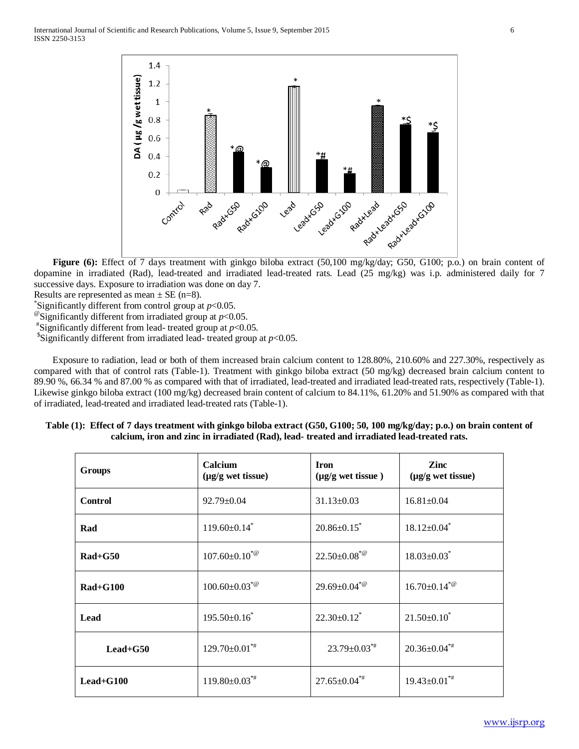**Figure (6):** Effect of 7 days treatment with ginkgo biloba extract (50,100 mg/kg/day; G50, G100; p.o.) on brain content of dopamine in irradiated (Rad), lead-treated and irradiated lead-treated rats. Lead (25 mg/kg) was i.p. administered daily for 7 successive days. Exposure to irradiation was done on day 7.

Results are represented as mean ± SE (n=8).

*Significantly different from control group at $p$<0.05.

@Significantly different from irradiated group at $p$<0.05.

#Significantly different from lead- treated group at $p$<0.05.

$Significantly different from irradiated lead- treated group at $p$<0.05.

Exposure to radiation, lead or both of them increased brain calcium content to 128.80%, 210.60% and 227.30%, respectively as compared with that of control rats (Table-1). Treatment with ginkgo biloba extract (50 mg/kg) decreased brain calcium content to 89.90 %, 66.34 % and 87.00 % as compared with that of irradiated, lead-treated and irradiated lead-treated rats, respectively (Table-1). Likewise ginkgo biloba extract (100 mg/kg) decreased brain content of calcium to 84.11%, 61.20% and 51.90% as compared with that of irradiated, lead-treated and irradiated lead-treated rats (Table-1).

**Table (1): Effect of 7 days treatment with ginkgo biloba extract (G50, G100; 50, 100 mg/kg/day; p.o.) on brain content of calcium, iron and zinc in irradiated (Rad), lead- treated and irradiated lead-treated rats.**

| Groups | Calcium (µg/g wet tissue) | Iron (µg/g wet tissue ) | Zinc (µg/g wet tissue) |
|---|---|---|---|
| **Control** | 92.79±0.04 | 31.13±0.03 | 16.81±0.04 |
| **Rad** | 119.60±0.14* | 20.86±0.15* | 18.12±0.04* |
| **Rad+G50** | 107.60±0.10*@ | 22.50±0.08*@ | 18.03±0.03* |
| **Rad+G100** | 100.60±0.03*@ | 29.69±0.04*@ | 16.70±0.14*@ |
| **Lead** | 195.50±0.16* | 22.30±0.12* | 21.50±0.10* |
| **Lead+G50** | 129.70±0.01*# | 23.79±0.03*# | 20.36±0.04*# |
| **Lead+G100** | 119.80±0.03*# | 27.65±0.04*# | 19.43±0.01*# |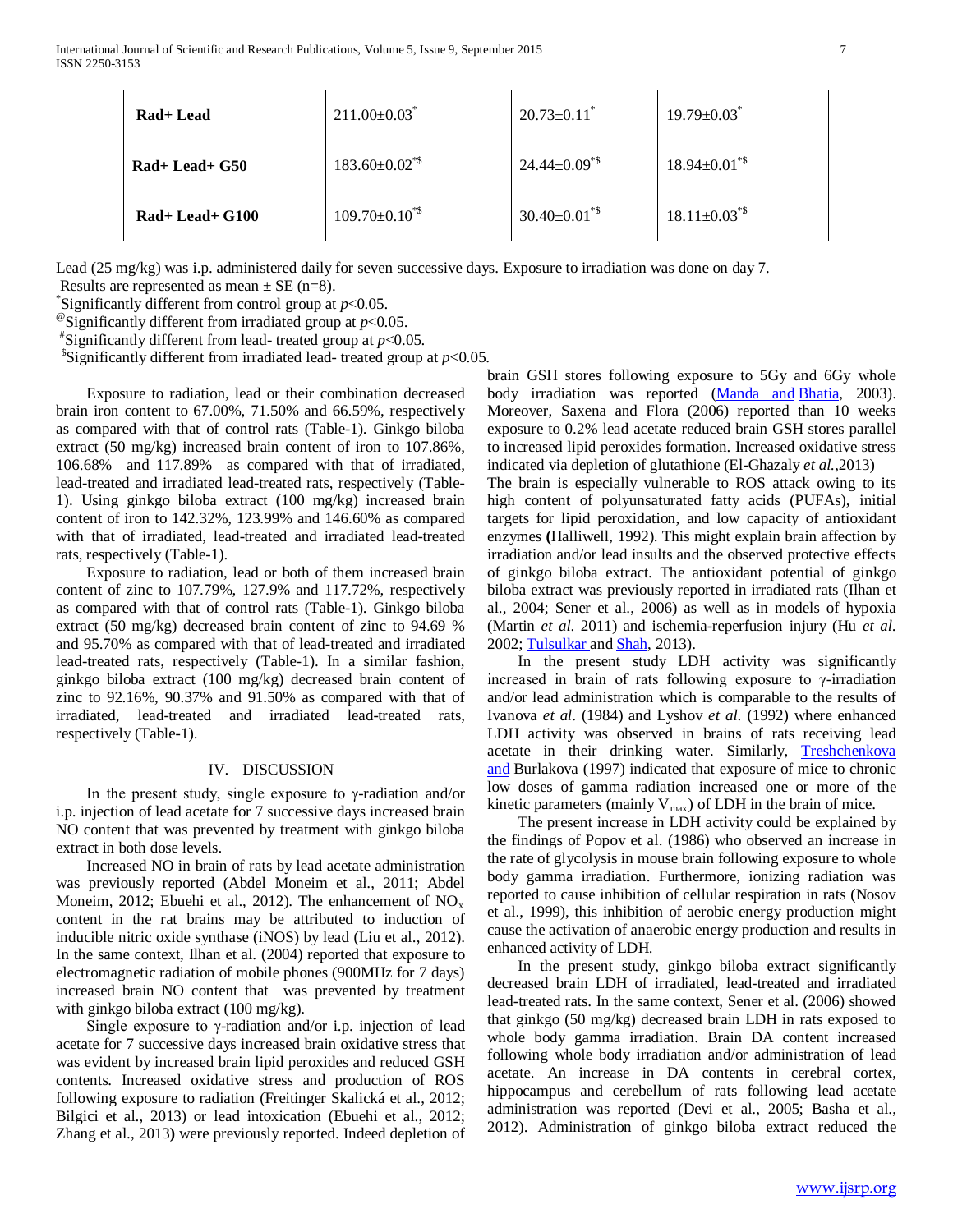| Rad+ Lead | 211.00±0.03* | 20.73±0.11* | 19.79±0.03* |
|---|---|---|---|
| Rad+ Lead+ G50 | 183.60±0.02*$ | 24.44±0.09*$ | 18.94±0.01*$ |
| Rad+ Lead+ G100 | 109.70±0.10*$ | 30.40±0.01*$ | 18.11±0.03*$ |

Lead (25 mg/kg) was i.p. administered daily for seven successive days. Exposure to irradiation was done on day 7.
Results are represented as mean ± SE (n=8).
[*]Significantly different from control group at $p$<0.05.
[@]Significantly different from irradiated group at $p$<0.05.
[#]Significantly different from lead- treated group at $p$<0.05.
[$]Significantly different from irradiated lead- treated group at $p$<0.05.

Exposure to radiation, lead or their combination decreased brain iron content to 67.00%, 71.50% and 66.59%, respectively as compared with that of control rats (Table-1). Ginkgo biloba extract (50 mg/kg) increased brain content of iron to 107.86%, 106.68% and 117.89% as compared with that of irradiated, lead-treated and irradiated lead-treated rats, respectively (Table-1). Using ginkgo biloba extract (100 mg/kg) increased brain content of iron to 142.32%, 123.99% and 146.60% as compared with that of irradiated, lead-treated and irradiated lead-treated rats, respectively (Table-1).

Exposure to radiation, lead or both of them increased brain content of zinc to 107.79%, 127.9% and 117.72%, respectively as compared with that of control rats (Table-1). Ginkgo biloba extract (50 mg/kg) decreased brain content of zinc to 94.69 % and 95.70% as compared with that of lead-treated and irradiated lead-treated rats, respectively (Table-1). In a similar fashion, ginkgo biloba extract (100 mg/kg) decreased brain content of zinc to 92.16%, 90.37% and 91.50% as compared with that of irradiated, lead-treated and irradiated lead-treated rats, respectively (Table-1).

## IV. DISCUSSION

In the present study, single exposure to γ-radiation and/or i.p. injection of lead acetate for 7 successive days increased brain NO content that was prevented by treatment with ginkgo biloba extract in both dose levels.

Increased NO in brain of rats by lead acetate administration was previously reported (Abdel Moneim et al., 2011; Abdel Moneim, 2012; Ebuehi et al., 2012). The enhancement of $NO_x$ content in the rat brains may be attributed to induction of inducible nitric oxide synthase (iNOS) by lead (Liu et al., 2012). In the same context, Ilhan et al. (2004) reported that exposure to electromagnetic radiation of mobile phones (900MHz for 7 days) increased brain NO content that was prevented by treatment with ginkgo biloba extract (100 mg/kg).

Single exposure to γ-radiation and/or i.p. injection of lead acetate for 7 successive days increased brain oxidative stress that was evident by increased brain lipid peroxides and reduced GSH contents. Increased oxidative stress and production of ROS following exposure to radiation (Freitinger Skalická et al., 2012; Bilgici et al., 2013) or lead intoxication (Ebuehi et al., 2012; Zhang et al., 2013**)** were previously reported. Indeed depletion of brain GSH stores following exposure to 5Gy and 6Gy whole body irradiation was reported (Manda and Bhatia, 2003). Moreover, Saxena and Flora (2006) reported than 10 weeks exposure to 0.2% lead acetate reduced brain GSH stores parallel to increased lipid peroxides formation. Increased oxidative stress indicated via depletion of glutathione (El-Ghazaly *et al.*,2013)
The brain is especially vulnerable to ROS attack owing to its high content of polyunsaturated fatty acids (PUFAs), initial targets for lipid peroxidation, and low capacity of antioxidant enzymes **(**Halliwell, 1992). This might explain brain affection by irradiation and/or lead insults and the observed protective effects of ginkgo biloba extract. The antioxidant potential of ginkgo biloba extract was previously reported in irradiated rats (Ilhan et al., 2004; Sener et al., 2006) as well as in models of hypoxia (Martin *et al.* 2011) and ischemia-reperfusion injury (Hu *et al.* 2002; Tulsulkar and Shah, 2013).

In the present study LDH activity was significantly increased in brain of rats following exposure to γ-irradiation and/or lead administration which is comparable to the results of Ivanova *et al*. (1984) and Lyshov *et al.* (1992) where enhanced LDH activity was observed in brains of rats receiving lead acetate in their drinking water. Similarly, Treshchenkova and Burlakova (1997) indicated that exposure of mice to chronic low doses of gamma radiation increased one or more of the kinetic parameters (mainly $V_{max}$) of LDH in the brain of mice.

The present increase in LDH activity could be explained by the findings of Popov et al. (1986) who observed an increase in the rate of glycolysis in mouse brain following exposure to whole body gamma irradiation. Furthermore, ionizing radiation was reported to cause inhibition of cellular respiration in rats (Nosov et al., 1999), this inhibition of aerobic energy production might cause the activation of anaerobic energy production and results in enhanced activity of LDH.

In the present study, ginkgo biloba extract significantly decreased brain LDH of irradiated, lead-treated and irradiated lead-treated rats. In the same context, Sener et al. (2006) showed that ginkgo (50 mg/kg) decreased brain LDH in rats exposed to whole body gamma irradiation. Brain DA content increased following whole body irradiation and/or administration of lead acetate. An increase in DA contents in cerebral cortex, hippocampus and cerebellum of rats following lead acetate administration was reported (Devi et al., 2005; Basha et al., 2012). Administration of ginkgo biloba extract reduced the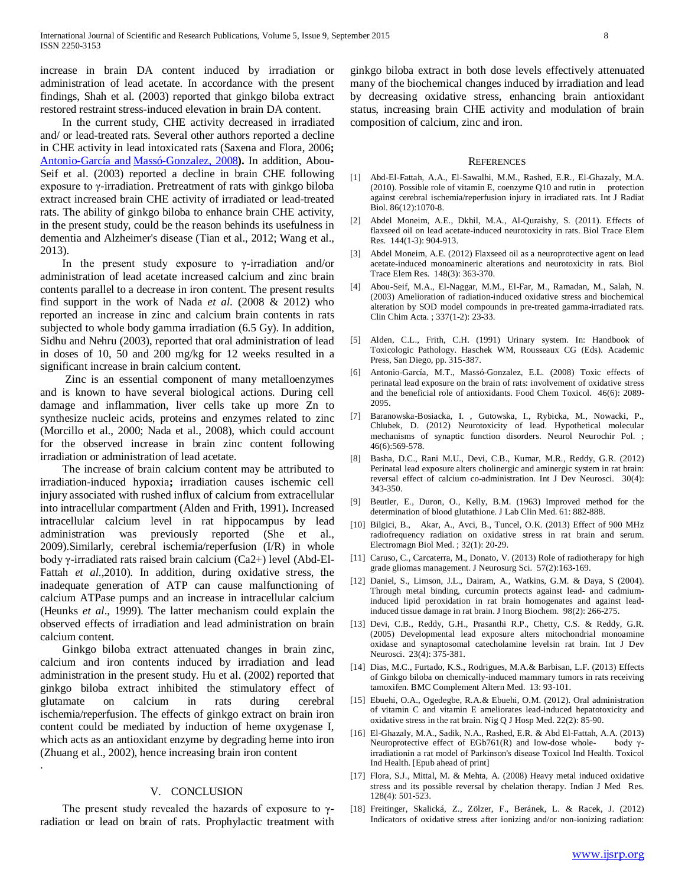increase in brain DA content induced by irradiation or administration of lead acetate. In accordance with the present findings, Shah et al. (2003) reported that ginkgo biloba extract restored restraint stress-induced elevation in brain DA content.

In the current study, CHE activity decreased in irradiated and/ or lead-treated rats. Several other authors reported a decline in CHE activity in lead intoxicated rats (Saxena and Flora, 2006**;** Antonio-García and Massó-Gonzalez, 2008**).** In addition, Abou-Seif et al. (2003) reported a decline in brain CHE following exposure to γ-irradiation. Pretreatment of rats with ginkgo biloba extract increased brain CHE activity of irradiated or lead-treated rats. The ability of ginkgo biloba to enhance brain CHE activity, in the present study, could be the reason behinds its usefulness in dementia and Alzheimer's disease (Tian et al., 2012; Wang et al., 2013).

In the present study exposure to γ-irradiation and/or administration of lead acetate increased calcium and zinc brain contents parallel to a decrease in iron content. The present results find support in the work of Nada *et al.* (2008 & 2012) who reported an increase in zinc and calcium brain contents in rats subjected to whole body gamma irradiation (6.5 Gy). In addition, Sidhu and Nehru (2003), reported that oral administration of lead in doses of 10, 50 and 200 mg/kg for 12 weeks resulted in a significant increase in brain calcium content.

Zinc is an essential component of many metalloenzymes and is known to have several biological actions. During cell damage and inflammation, liver cells take up more Zn to synthesize nucleic acids, proteins and enzymes related to zinc (Morcillo et al., 2000; Nada et al., 2008), which could account for the observed increase in brain zinc content following irradiation or administration of lead acetate.

The increase of brain calcium content may be attributed to irradiation-induced hypoxia**;** irradiation causes ischemic cell injury associated with rushed influx of calcium from extracellular into intracellular compartment (Alden and Frith, 1991)**.** Increased intracellular calcium level in rat hippocampus by lead administration was previously reported (She et al., 2009).Similarly, cerebral ischemia/reperfusion (I/R) in whole body γ-irradiated rats raised brain calcium ($Ca^{2+}$) level (Abd-El-Fattah *et al*.,2010). In addition, during oxidative stress, the inadequate generation of ATP can cause malfunctioning of calcium ATPase pumps and an increase in intracellular calcium (Heunks *et al*., 1999). The latter mechanism could explain the observed effects of irradiation and lead administration on brain calcium content.

Ginkgo biloba extract attenuated changes in brain zinc, calcium and iron contents induced by irradiation and lead administration in the present study. Hu et al. (2002) reported that ginkgo biloba extract inhibited the stimulatory effect of glutamate on calcium in rats during cerebral ischemia/reperfusion. The effects of ginkgo extract on brain iron content could be mediated by induction of heme oxygenase I, which acts as an antioxidant enzyme by degrading heme into iron (Zhuang et al., 2002), hence increasing brain iron content

.

## V. Conclusion

The present study revealed the hazards of exposure to γ-radiation or lead on brain of rats. Prophylactic treatment with ginkgo biloba extract in both dose levels effectively attenuated many of the biochemical changes induced by irradiation and lead by decreasing oxidative stress, enhancing brain antioxidant status, increasing brain CHE activity and modulation of brain composition of calcium, zinc and iron.

## References

[1] Abd-El-Fattah, A.A., El-Sawalhi, M.M., Rashed, E.R., El-Ghazaly, M.A. (2010). Possible role of vitamin E, coenzyme Q10 and rutin in protection against cerebral ischemia/reperfusion injury in irradiated rats. Int J Radiat Biol. 86(12):1070-8.

[2] Abdel Moneim, A.E., Dkhil, M.A., Al-Quraishy, S. (2011). Effects of flaxseed oil on lead acetate-induced neurotoxicity in rats. Biol Trace Elem Res. 144(1-3): 904-913.

[3] Abdel Moneim, A.E. (2012) Flaxseed oil as a neuroprotective agent on lead acetate-induced monoamineric alterations and neurotoxicity in rats. Biol Trace Elem Res. 148(3): 363-370.

[4] Abou-Seif, M.A., El-Naggar, M.M., El-Far, M., Ramadan, M., Salah, N. (2003) Amelioration of radiation-induced oxidative stress and biochemical alteration by SOD model compounds in pre-treated gamma-irradiated rats. Clin Chim Acta. ; 337(1-2): 23-33.

[5] Alden, C.L., Frith, C.H. (1991) Urinary system. In: Handbook of Toxicologic Pathology. Haschek WM, Rousseaux CG (Eds). Academic Press, San Diego, pp. 315-387.

[6] Antonio-García, M.T., Massó-Gonzalez, E.L. (2008) Toxic effects of perinatal lead exposure on the brain of rats: involvement of oxidative stress and the beneficial role of antioxidants. Food Chem Toxicol. 46(6): 2089-2095.

[7] Baranowska-Bosiacka, I. , Gutowska, I., Rybicka, M., Nowacki, P., Chlubek, D. (2012) Neurotoxicity of lead. Hypothetical molecular mechanisms of synaptic function disorders. Neurol Neurochir Pol. ; 46(6):569-578.

[8] Basha, D.C., Rani M.U., Devi, C.B., Kumar, M.R., Reddy, G.R. (2012) Perinatal lead exposure alters cholinergic and aminergic system in rat brain: reversal effect of calcium co-administration. Int J Dev Neurosci. 30(4): 343-350.

[9] Beutler, E., Duron, O., Kelly, B.M. (1963) Improved method for the determination of blood glutathione. J Lab Clin Med. 61: 882-888.

[10] Bilgici, B., Akar, A., Avci, B., Tuncel, O.K. (2013) Effect of 900 MHz radiofrequency radiation on oxidative stress in rat brain and serum. Electromagn Biol Med. ; 32(1): 20-29.

[11] Caruso, C., Carcaterra, M., Donato, V. (2013) Role of radiotherapy for high grade gliomas management. J Neurosurg Sci. 57(2):163-169.

[12] Daniel, S., Limson, J.L., Dairam, A., Watkins, G.M. & Daya, S (2004). Through metal binding, curcumin protects against lead- and cadmium-induced lipid peroxidation in rat brain homogenates and against lead-induced tissue damage in rat brain. J Inorg Biochem. 98(2): 266-275.

[13] Devi, C.B., Reddy, G.H., Prasanthi R.P., Chetty, C.S. & Reddy, G.R. (2005) Developmental lead exposure alters mitochondrial monoamine oxidase and synaptosomal catecholamine levelsin rat brain. Int J Dev Neurosci. 23(4): 375-381.

[14] Dias, M.C., Furtado, K.S., Rodrigues, M.A.& Barbisan, L.F. (2013) Effects of Ginkgo biloba on chemically-induced mammary tumors in rats receiving tamoxifen. BMC Complement Altern Med. 13: 93-101.

[15] Ebuehi, O.A., Ogedegbe, R.A.& Ebuehi, O.M. (2012). Oral administration of vitamin C and vitamin E ameliorates lead-induced hepatotoxicity and oxidative stress in the rat brain. Nig Q J Hosp Med. 22(2): 85-90.

[16] El-Ghazaly, M.A., Sadik, N.A., Rashed, E.R. & Abd El-Fattah, A.A. (2013) Neuroprotective effect of EGb761(R) and low-dose whole- body γ-irradiationin a rat model of Parkinson's disease Toxicol Ind Health. Toxicol Ind Health. [Epub ahead of print]

[17] Flora, S.J., Mittal, M. & Mehta, A. (2008) Heavy metal induced oxidative stress and its possible reversal by chelation therapy. Indian J Med Res. 128(4): 501-523.

[18] Freitinger, Skalická, Z., Zölzer, F., Beránek, L. & Racek, J. (2012) Indicators of oxidative stress after ionizing and/or non-ionizing radiation: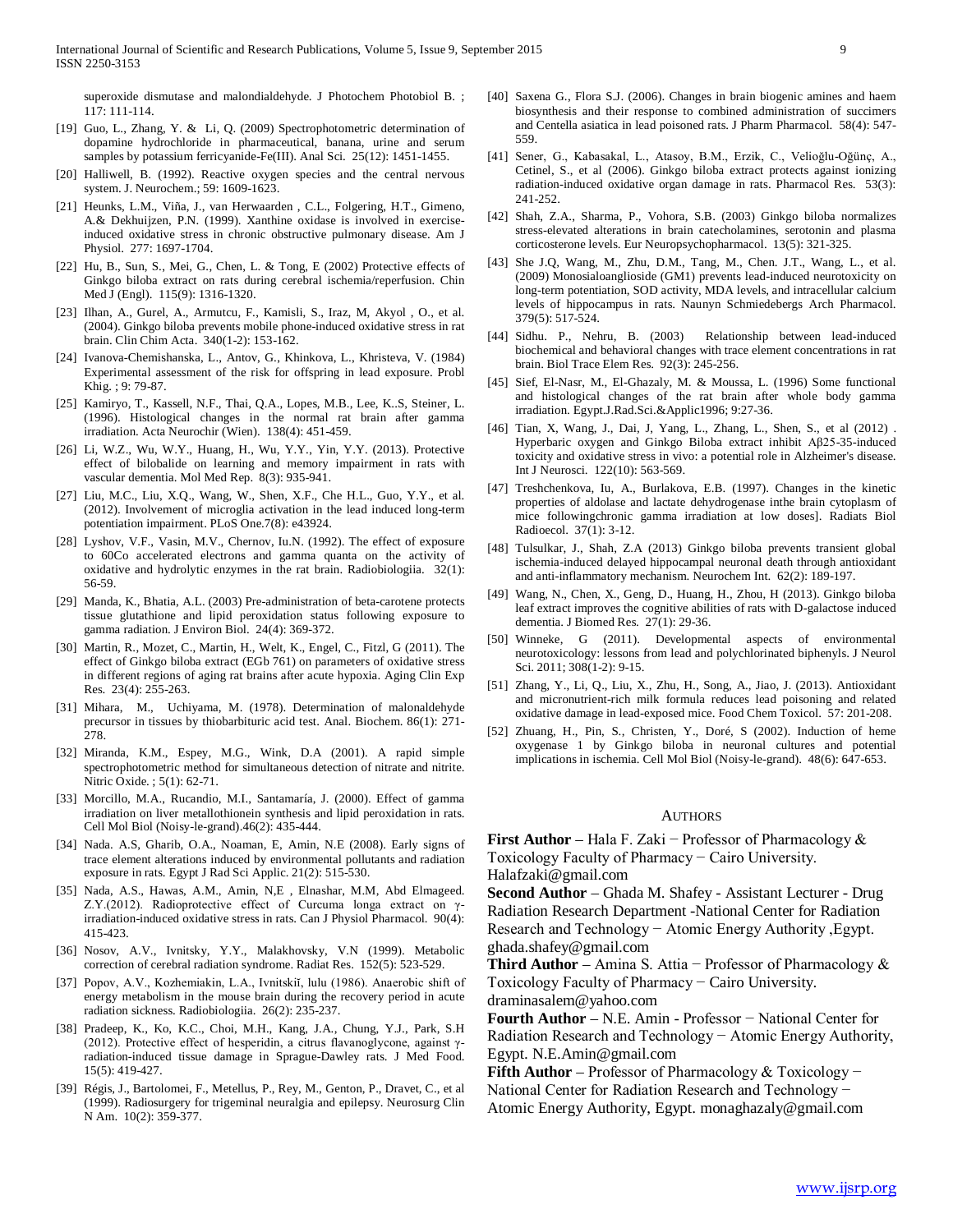superoxide dismutase and malondialdehyde. J Photochem Photobiol B. ; 117: 111-114.

[19] Guo, L., Zhang, Y. & Li, Q. (2009) Spectrophotometric determination of dopamine hydrochloride in pharmaceutical, banana, urine and serum samples by potassium ferricyanide-Fe(III). Anal Sci. 25(12): 1451-1455.

[20] Halliwell, B. (1992). Reactive oxygen species and the central nervous system. J. Neurochem.; 59: 1609-1623.

[21] Heunks, L.M., Viña, J., van Herwaarden , C.L., Folgering, H.T., Gimeno, A.& Dekhuijzen, P.N. (1999). Xanthine oxidase is involved in exercise-induced oxidative stress in chronic obstructive pulmonary disease. Am J Physiol. 277: 1697-1704.

[22] Hu, B., Sun, S., Mei, G., Chen, L. & Tong, E (2002) Protective effects of Ginkgo biloba extract on rats during cerebral ischemia/reperfusion. Chin Med J (Engl). 115(9): 1316-1320.

[23] Ilhan, A., Gurel, A., Armutcu, F., Kamisli, S., Iraz, M, Akyol , O., et al. (2004). Ginkgo biloba prevents mobile phone-induced oxidative stress in rat brain. Clin Chim Acta. 340(1-2): 153-162.

[24] Ivanova-Chemishanska, L., Antov, G., Khinkova, L., Khristeva, V. (1984) Experimental assessment of the risk for offspring in lead exposure. Probl Khig. ; 9: 79-87.

[25] Kamiryo, T., Kassell, N.F., Thai, Q.A., Lopes, M.B., Lee, K..S, Steiner, L. (1996). Histological changes in the normal rat brain after gamma irradiation. Acta Neurochir (Wien). 138(4): 451-459.

[26] Li, W.Z., Wu, W.Y., Huang, H., Wu, Y.Y., Yin, Y.Y. (2013). Protective effect of bilobalide on learning and memory impairment in rats with vascular dementia. Mol Med Rep. 8(3): 935-941.

[27] Liu, M.C., Liu, X.Q., Wang, W., Shen, X.F., Che H.L., Guo, Y.Y., et al. (2012). Involvement of microglia activation in the lead induced long-term potentiation impairment. PLoS One.7(8): e43924.

[28] Lyshov, V.F., Vasin, M.V., Chernov, Iu.N. (1992). The effect of exposure to 60Co accelerated electrons and gamma quanta on the activity of oxidative and hydrolytic enzymes in the rat brain. Radiobiologiia. 32(1): 56-59.

[29] Manda, K., Bhatia, A.L. (2003) Pre-administration of beta-carotene protects tissue glutathione and lipid peroxidation status following exposure to gamma radiation. J Environ Biol. 24(4): 369-372.

[30] Martin, R., Mozet, C., Martin, H., Welt, K., Engel, C., Fitzl, G (2011). The effect of Ginkgo biloba extract (EGb 761) on parameters of oxidative stress in different regions of aging rat brains after acute hypoxia. Aging Clin Exp Res. 23(4): 255-263.

[31] Mihara, M., Uchiyama, M. (1978). Determination of malonaldehyde precursor in tissues by thiobarbituric acid test. Anal. Biochem. 86(1): 271-278.

[32] Miranda, K.M., Espey, M.G., Wink, D.A (2001). A rapid simple spectrophotometric method for simultaneous detection of nitrate and nitrite. Nitric Oxide. ; 5(1): 62-71.

[33] Morcillo, M.A., Rucandio, M.I., Santamaría, J. (2000). Effect of gamma irradiation on liver metallothionein synthesis and lipid peroxidation in rats. Cell Mol Biol (Noisy-le-grand).46(2): 435-444.

[34] Nada. A.S, Gharib, O.A., Noaman, E, Amin, N.E (2008). Early signs of trace element alterations induced by environmental pollutants and radiation exposure in rats. Egypt J Rad Sci Applic. 21(2): 515-530.

[35] Nada, A.S., Hawas, A.M., Amin, N,E , Elnashar, M.M, Abd Elmageed. Z.Y.(2012). Radioprotective effect of Curcuma longa extract on γ-irradiation-induced oxidative stress in rats. Can J Physiol Pharmacol. 90(4): 415-423.

[36] Nosov, A.V., Ivnitsky, Y.Y., Malakhovsky, V.N (1999). Metabolic correction of cerebral radiation syndrome. Radiat Res. 152(5): 523-529.

[37] Popov, A.V., Kozhemiakin, L.A., Ivnitskiĭ, lulu (1986). Anaerobic shift of energy metabolism in the mouse brain during the recovery period in acute radiation sickness. Radiobiologiia. 26(2): 235-237.

[38] Pradeep, K., Ko, K.C., Choi, M.H., Kang, J.A., Chung, Y.J., Park, S.H (2012). Protective effect of hesperidin, a citrus flavanoglycone, against γ-radiation-induced tissue damage in Sprague-Dawley rats. J Med Food. 15(5): 419-427.

[39] Régis, J., Bartolomei, F., Metellus, P., Rey, M., Genton, P., Dravet, C., et al (1999). Radiosurgery for trigeminal neuralgia and epilepsy. Neurosurg Clin N Am. 10(2): 359-377.

[40] Saxena G., Flora S.J. (2006). Changes in brain biogenic amines and haem biosynthesis and their response to combined administration of succimers and Centella asiatica in lead poisoned rats. J Pharm Pharmacol. 58(4): 547-559.

[41] Sener, G., Kabasakal, L., Atasoy, B.M., Erzik, C., Velioğlu-Oğünç, A., Cetinel, S., et al (2006). Ginkgo biloba extract protects against ionizing radiation-induced oxidative organ damage in rats. Pharmacol Res. 53(3): 241-252.

[42] Shah, Z.A., Sharma, P., Vohora, S.B. (2003) Ginkgo biloba normalizes stress-elevated alterations in brain catecholamines, serotonin and plasma corticosterone levels. Eur Neuropsychopharmacol. 13(5): 321-325.

[43] She J.Q, Wang, M., Zhu, D.M., Tang, M., Chen. J.T., Wang, L., et al. (2009) Monosialoanglioside (GM1) prevents lead-induced neurotoxicity on long-term potentiation, SOD activity, MDA levels, and intracellular calcium levels of hippocampus in rats. Naunyn Schmiedebergs Arch Pharmacol. 379(5): 517-524.

[44] Sidhu. P., Nehru, B. (2003) Relationship between lead-induced biochemical and behavioral changes with trace element concentrations in rat brain. Biol Trace Elem Res. 92(3): 245-256.

[45] Sief, El-Nasr, M., El-Ghazaly, M. & Moussa, L. (1996) Some functional and histological changes of the rat brain after whole body gamma irradiation. Egypt.J.Rad.Sci.&Applic1996; 9:27-36.

[46] Tian, X, Wang, J., Dai, J, Yang, L., Zhang, L., Shen, S., et al (2012) . Hyperbaric oxygen and Ginkgo Biloba extract inhibit Aβ25-35-induced toxicity and oxidative stress in vivo: a potential role in Alzheimer's disease. Int J Neurosci. 122(10): 563-569.

[47] Treshchenkova, Iu, A., Burlakova, E.B. (1997). Changes in the kinetic properties of aldolase and lactate dehydrogenase inthe brain cytoplasm of mice followingchronic gamma irradiation at low doses]. Radiats Biol Radioecol. 37(1): 3-12.

[48] Tulsulkar, J., Shah, Z.A (2013) Ginkgo biloba prevents transient global ischemia-induced delayed hippocampal neuronal death through antioxidant and anti-inflammatory mechanism. Neurochem Int. 62(2): 189-197.

[49] Wang, N., Chen, X., Geng, D., Huang, H., Zhou, H (2013). Ginkgo biloba leaf extract improves the cognitive abilities of rats with D-galactose induced dementia. J Biomed Res. 27(1): 29-36.

[50] Winneke, G (2011). Developmental aspects of environmental neurotoxicology: lessons from lead and polychlorinated biphenyls. J Neurol Sci. 2011; 308(1-2): 9-15.

[51] Zhang, Y., Li, Q., Liu, X., Zhu, H., Song, A., Jiao, J. (2013). Antioxidant and micronutrient-rich milk formula reduces lead poisoning and related oxidative damage in lead-exposed mice. Food Chem Toxicol. 57: 201-208.

[52] Zhuang, H., Pin, S., Christen, Y., Doré, S (2002). Induction of heme oxygenase 1 by Ginkgo biloba in neuronal cultures and potential implications in ischemia. Cell Mol Biol (Noisy-le-grand). 48(6): 647-653.

## Authors

**First Author** – Hala F. Zaki − Professor of Pharmacology & Toxicology Faculty of Pharmacy − Cairo University. Halafzaki@gmail.com

**Second Author** – Ghada M. Shafey - Assistant Lecturer - Drug Radiation Research Department -National Center for Radiation Research and Technology − Atomic Energy Authority ,Egypt. ghada.shafey@gmail.com

**Third Author** – Amina S. Attia − Professor of Pharmacology & Toxicology Faculty of Pharmacy − Cairo University. draminasalem@yahoo.com

**Fourth Author** – N.E. Amin - Professor − National Center for Radiation Research and Technology − Atomic Energy Authority, Egypt. N.E.Amin@gmail.com

**Fifth Author** – Professor of Pharmacology & Toxicology − National Center for Radiation Research and Technology − Atomic Energy Authority, Egypt. monaghazaly@gmail.com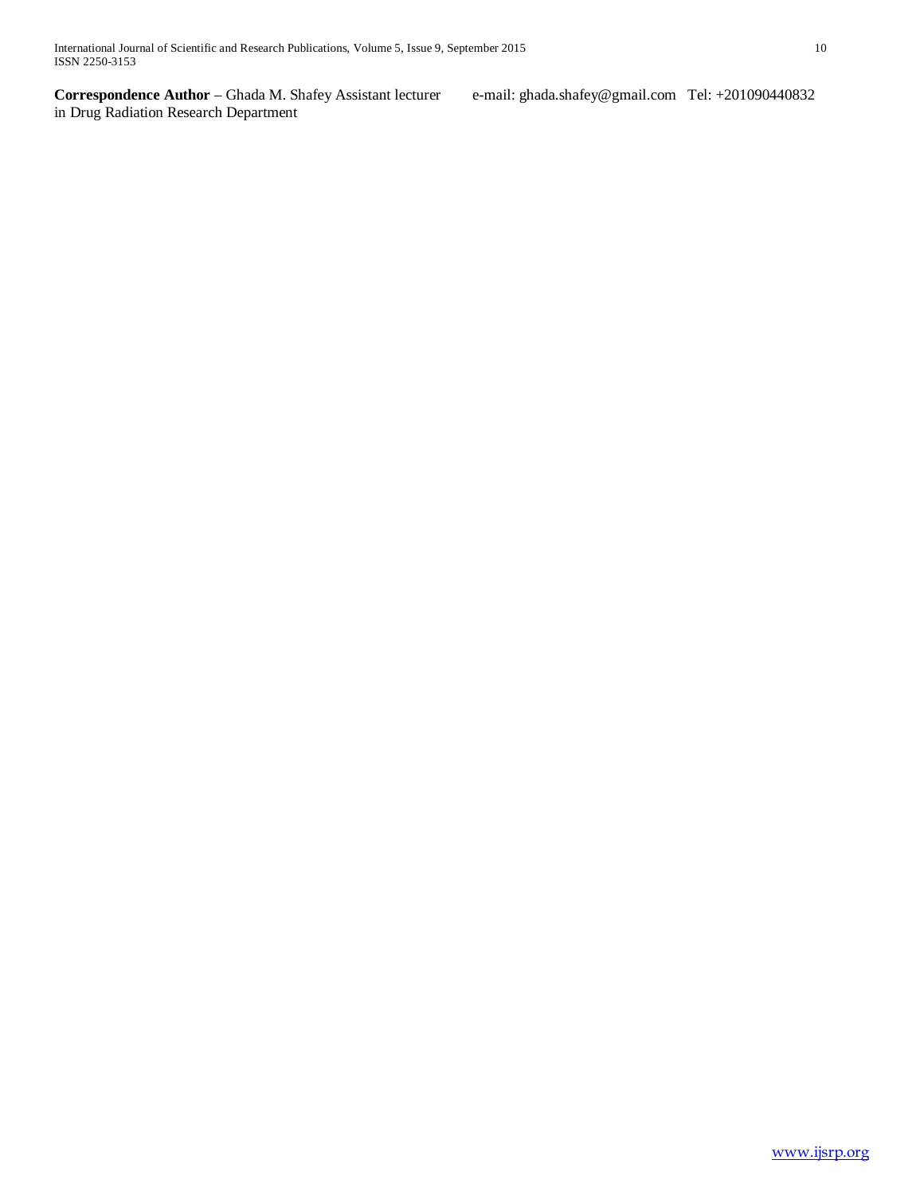**Correspondence Author** – Ghada M. Shafey Assistant lecturer in Drug Radiation Research Department e-mail: ghada.shafey@gmail.com Tel: +201090440832